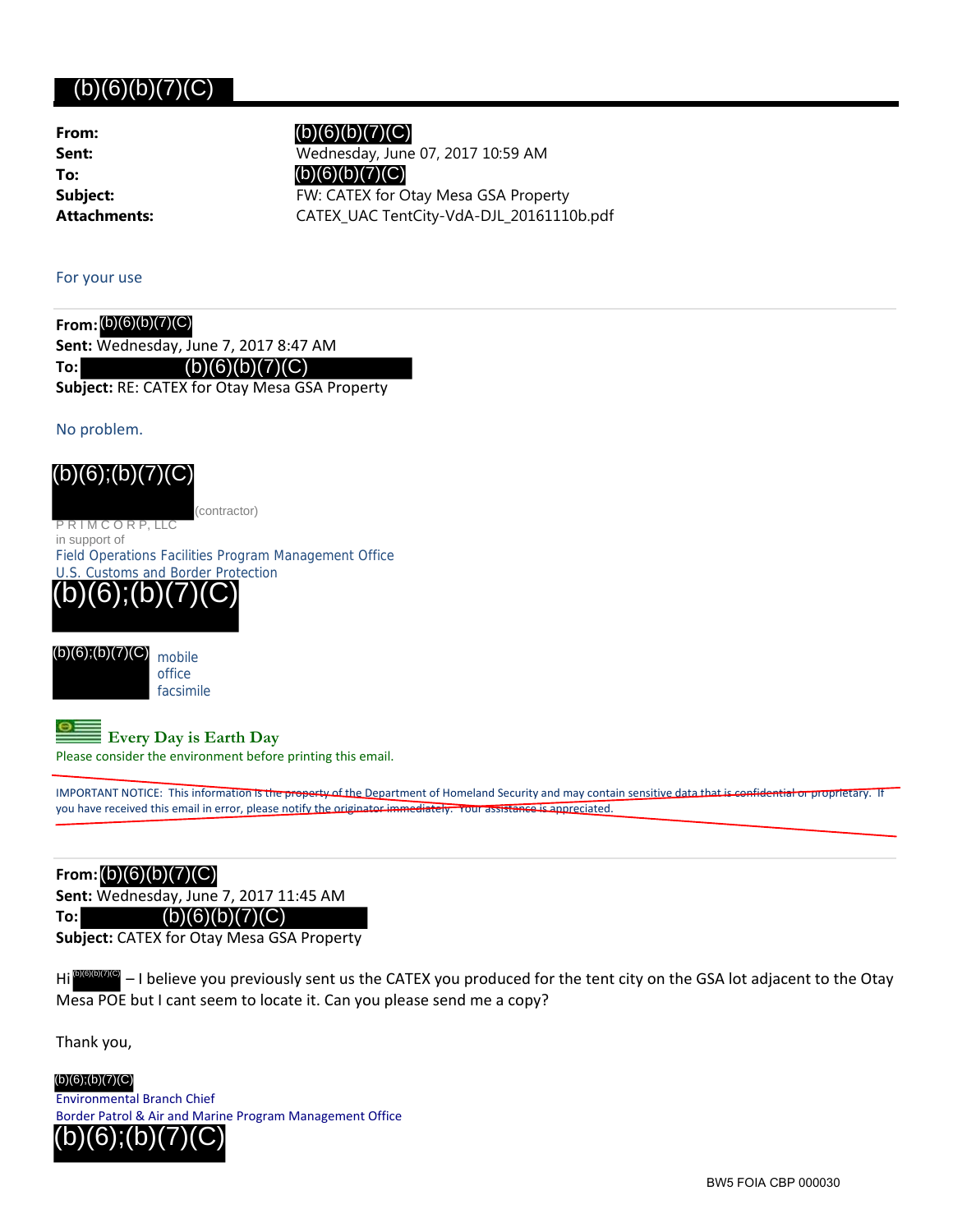(b)(6)(b)(7)(C)

**From:** (b)(6)(b)(7)(C)
**Sent:** Wednesday, June 07, 2017 10:59 AM
**To:** (b)(6)(b)(7)(C)
**Subject:** FW: CATEX for Otay Mesa GSA Property
**Attachments:** CATEX_UAC TentCity-VdA-DJL_20161110b.pdf

For your use

---

**From:** (b)(6)(b)(7)(C)
**Sent:** Wednesday, June 7, 2017 8:47 AM
**To:** (b)(6)(b)(7)(C)
**Subject:** RE: CATEX for Otay Mesa GSA Property

No problem.

(b)(6);(b)(7)(C) (contractor)
P R I M C O R P, LLC
in support of
Field Operations Facilities Program Management Office
U.S. Customs and Border Protection
(b)(6);(b)(7)(C)

(b)(6);(b)(7)(C) mobile
office
facsimile

**Every Day is Earth Day**
Please consider the environment before printing this email.

IMPORTANT NOTICE: This information is the property of the Department of Homeland Security and may contain sensitive data that is confidential or proprietary. If you have received this email in error, please notify the originator immediately. Your assistance is appreciated.

---

**From:** (b)(6)(b)(7)(C)
**Sent:** Wednesday, June 7, 2017 11:45 AM
**To:** (b)(6)(b)(7)(C)
**Subject:** CATEX for Otay Mesa GSA Property

Hi (b)(6)(b)(7)(C) – I believe you previously sent us the CATEX you produced for the tent city on the GSA lot adjacent to the Otay Mesa POE but I cant seem to locate it. Can you please send me a copy?

Thank you,

(b)(6);(b)(7)(C)
Environmental Branch Chief
Border Patrol & Air and Marine Program Management Office
(b)(6);(b)(7)(C)

BW5 FOIA CBP 000030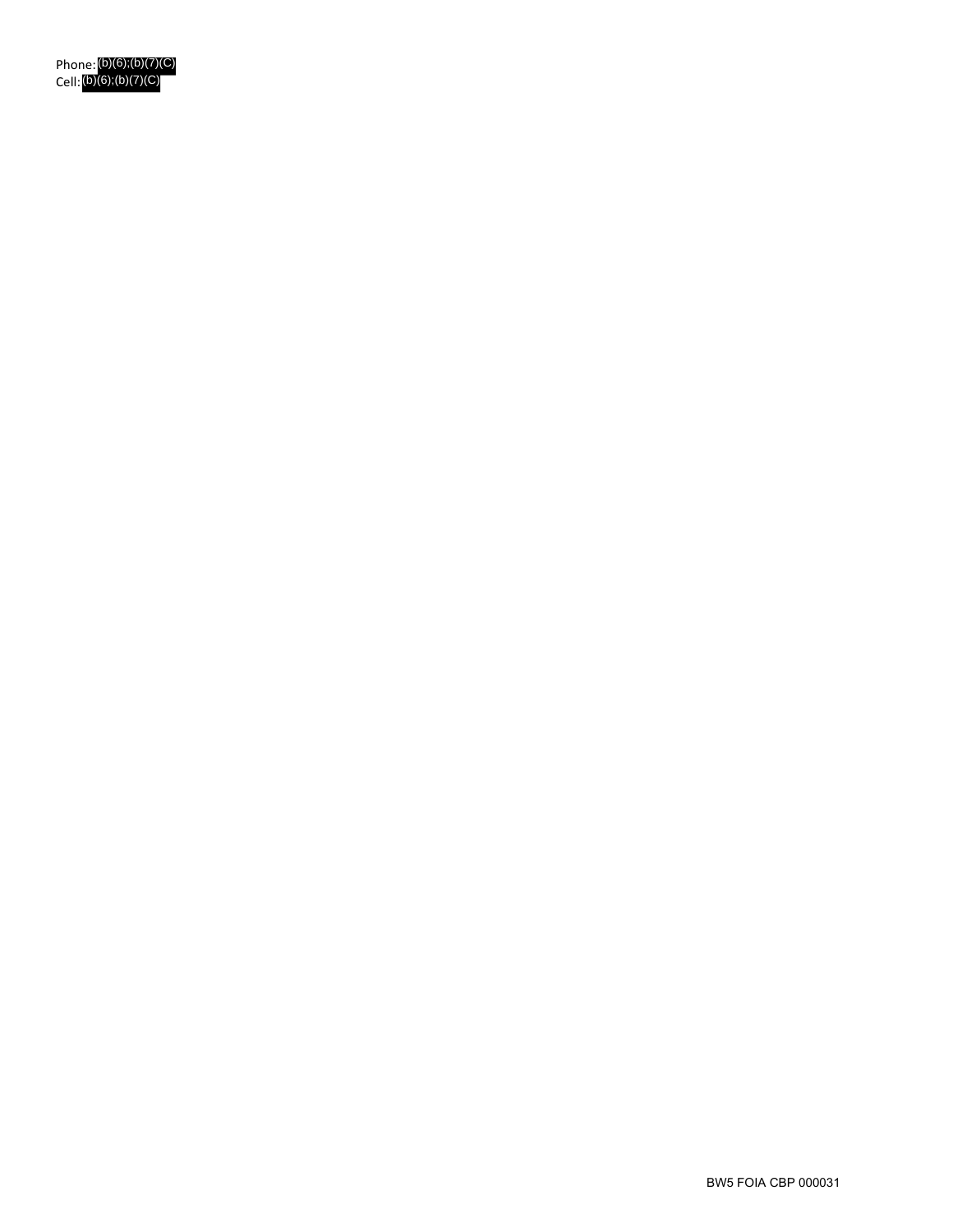Phone: (b)(6);(b)(7)(C)
Cell: (b)(6);(b)(7)(C)

BW5 FOIA CBP 000031